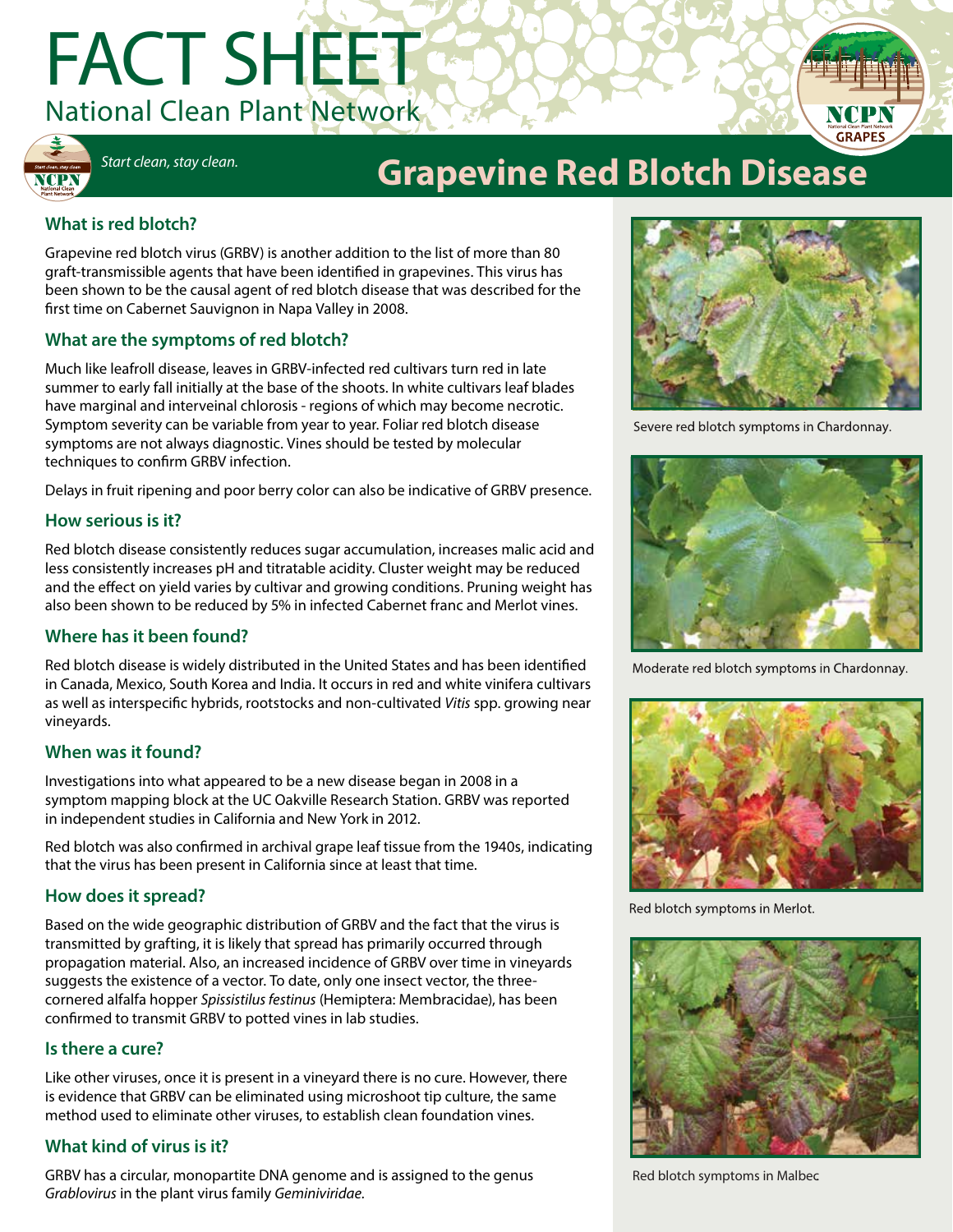# FACT SHEET

National Clean Plant Network

*Start clean, stay clean.*

## Grapevine Red Blotch Disease

### What is red blotch?

Grapevine red blotch virus (GRBV) is another addition to the list of more than 80 graft-transmissible agents that have been identified in grapevines. This virus has been shown to be the causal agent of red blotch disease that was described for the first time on Cabernet Sauvignon in Napa Valley in 2008.

### What are the symptoms of red blotch?

Much like leafroll disease, leaves in GRBV-infected red cultivars turn red in late summer to early fall initially at the base of the shoots. In white cultivars leaf blades have marginal and interveinal chlorosis - regions of which may become necrotic. Symptom severity can be variable from year to year. Foliar red blotch disease symptoms are not always diagnostic. Vines should be tested by molecular techniques to confirm GRBV infection.

Delays in fruit ripening and poor berry color can also be indicative of GRBV presence.

### How serious is it?

Red blotch disease consistently reduces sugar accumulation, increases malic acid and less consistently increases pH and titratable acidity. Cluster weight may be reduced and the effect on yield varies by cultivar and growing conditions. Pruning weight has also been shown to be reduced by 5% in infected Cabernet franc and Merlot vines.

### Where has it been found?

Red blotch disease is widely distributed in the United States and has been identified in Canada, Mexico, South Korea and India. It occurs in red and white vinifera cultivars as well as interspecific hybrids, rootstocks and non-cultivated *Vitis* spp. growing near vineyards.

### When was it found?

Investigations into what appeared to be a new disease began in 2008 in a symptom mapping block at the UC Oakville Research Station. GRBV was reported in independent studies in California and New York in 2012.

Red blotch was also confirmed in archival grape leaf tissue from the 1940s, indicating that the virus has been present in California since at least that time.

### How does it spread?

Based on the wide geographic distribution of GRBV and the fact that the virus is transmitted by grafting, it is likely that spread has primarily occurred through propagation material. Also, an increased incidence of GRBV over time in vineyards suggests the existence of a vector. To date, only one insect vector, the three-cornered alfalfa hopper *Spissistilus festinus* (Hemiptera: Membracidae), has been confirmed to transmit GRBV to potted vines in lab studies.

### Is there a cure?

Like other viruses, once it is present in a vineyard there is no cure. However, there is evidence that GRBV can be eliminated using microshoot tip culture, the same method used to eliminate other viruses, to establish clean foundation vines.

### What kind of virus is it?

GRBV has a circular, monopartite DNA genome and is assigned to the genus *Grablovirus* in the plant virus family *Geminiviridae*.

Severe red blotch symptoms in Chardonnay.

Moderate red blotch symptoms in Chardonnay.

Red blotch symptoms in Merlot.

Red blotch symptoms in Malbec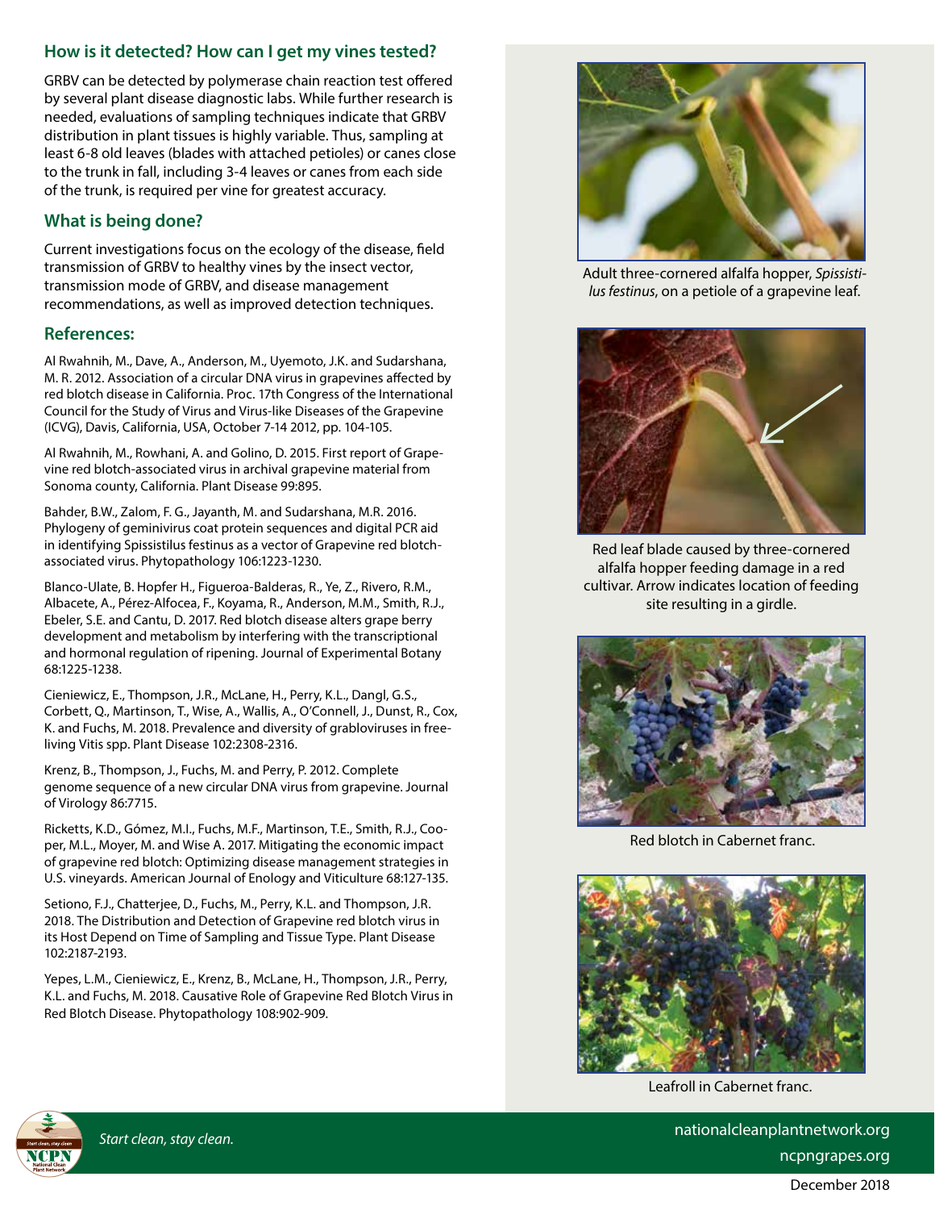## How is it detected? How can I get my vines tested?

GRBV can be detected by polymerase chain reaction test offered by several plant disease diagnostic labs. While further research is needed, evaluations of sampling techniques indicate that GRBV distribution in plant tissues is highly variable. Thus, sampling at least 6-8 old leaves (blades with attached petioles) or canes close to the trunk in fall, including 3-4 leaves or canes from each side of the trunk, is required per vine for greatest accuracy.

## What is being done?

Current investigations focus on the ecology of the disease, field transmission of GRBV to healthy vines by the insect vector, transmission mode of GRBV, and disease management recommendations, as well as improved detection techniques.

## References:

Al Rwahnih, M., Dave, A., Anderson, M., Uyemoto, J.K. and Sudarshana, M. R. 2012. Association of a circular DNA virus in grapevines affected by red blotch disease in California. Proc. 17th Congress of the International Council for the Study of Virus and Virus-like Diseases of the Grapevine (ICVG), Davis, California, USA, October 7-14 2012, pp. 104-105.

Al Rwahnih, M., Rowhani, A. and Golino, D. 2015. First report of Grapevine red blotch-associated virus in archival grapevine material from Sonoma county, California. Plant Disease 99:895.

Bahder, B.W., Zalom, F. G., Jayanth, M. and Sudarshana, M.R. 2016. Phylogeny of geminivirus coat protein sequences and digital PCR aid in identifying Spissistilus festinus as a vector of Grapevine red blotch-associated virus. Phytopathology 106:1223-1230.

Blanco-Ulate, B. Hopfer H., Figueroa-Balderas, R., Ye, Z., Rivero, R.M., Albacete, A., Pérez-Alfocea, F., Koyama, R., Anderson, M.M., Smith, R.J., Ebeler, S.E. and Cantu, D. 2017. Red blotch disease alters grape berry development and metabolism by interfering with the transcriptional and hormonal regulation of ripening. Journal of Experimental Botany 68:1225-1238.

Cieniewicz, E., Thompson, J.R., McLane, H., Perry, K.L., Dangl, G.S., Corbett, Q., Martinson, T., Wise, A., Wallis, A., O'Connell, J., Dunst, R., Cox, K. and Fuchs, M. 2018. Prevalence and diversity of grabloviruses in free-living Vitis spp. Plant Disease 102:2308-2316.

Krenz, B., Thompson, J., Fuchs, M. and Perry, P. 2012. Complete genome sequence of a new circular DNA virus from grapevine. Journal of Virology 86:7715.

Ricketts, K.D., Gómez, M.I., Fuchs, M.F., Martinson, T.E., Smith, R.J., Cooper, M.L., Moyer, M. and Wise A. 2017. Mitigating the economic impact of grapevine red blotch: Optimizing disease management strategies in U.S. vineyards. American Journal of Enology and Viticulture 68:127-135.

Setiono, F.J., Chatterjee, D., Fuchs, M., Perry, K.L. and Thompson, J.R. 2018. The Distribution and Detection of Grapevine red blotch virus in its Host Depend on Time of Sampling and Tissue Type. Plant Disease 102:2187-2193.

Yepes, L.M., Cieniewicz, E., Krenz, B., McLane, H., Thompson, J.R., Perry, K.L. and Fuchs, M. 2018. Causative Role of Grapevine Red Blotch Virus in Red Blotch Disease. Phytopathology 108:902-909.

Adult three-cornered alfalfa hopper, *Spissistilus festinus*, on a petiole of a grapevine leaf.

Red leaf blade caused by three-cornered alfalfa hopper feeding damage in a red cultivar. Arrow indicates location of feeding site resulting in a girdle.

Red blotch in Cabernet franc.

Leafroll in Cabernet franc.

*Start clean, stay clean.*

nationalcleanplantnetwork.org
ncpngrapes.org

December 2018